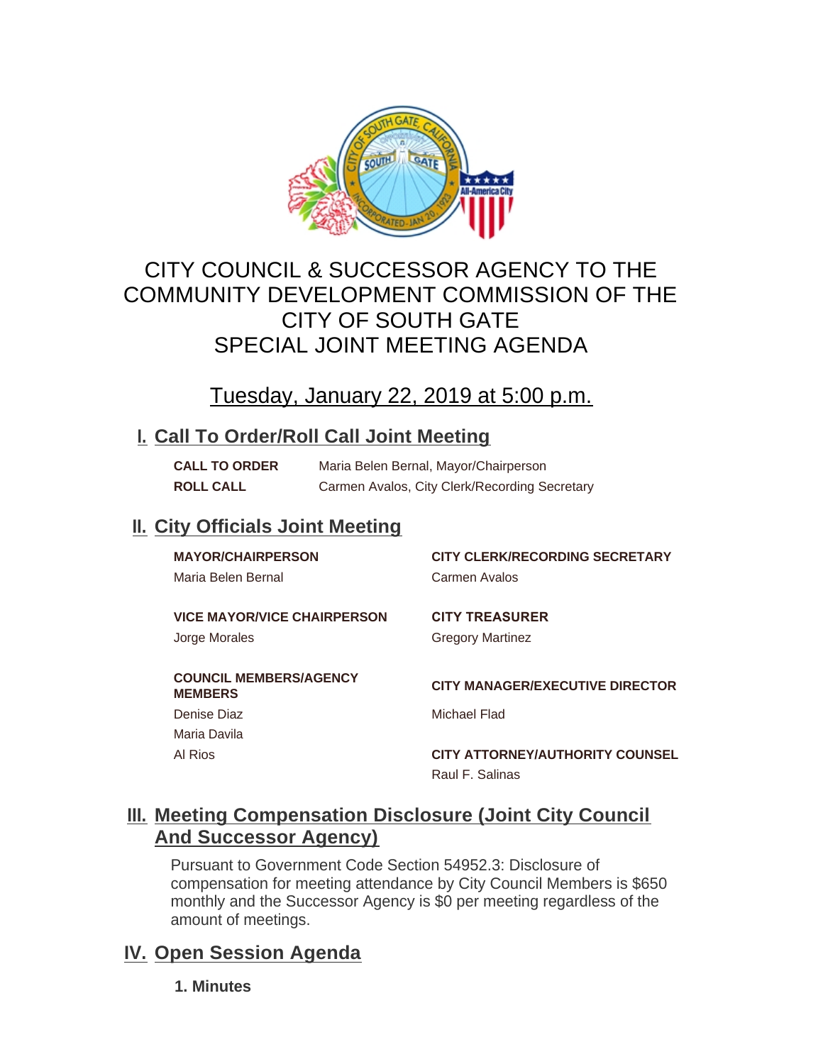# CITY COUNCIL & SUCCESSOR AGENCY TO THE COMMUNITY DEVELOPMENT COMMISSION OF THE CITY OF SOUTH GATE SPECIAL JOINT MEETING AGENDA

## Tuesday, January 22, 2019 at 5:00 p.m.

## I. Call To Order/Roll Call Joint Meeting

**CALL TO ORDER** Maria Belen Bernal, Mayor/Chairperson

**ROLL CALL** Carmen Avalos, City Clerk/Recording Secretary

## II. City Officials Joint Meeting

**MAYOR/CHAIRPERSON**
Maria Belen Bernal

**VICE MAYOR/VICE CHAIRPERSON**
Jorge Morales

**COUNCIL MEMBERS/AGENCY MEMBERS**
Denise Diaz
Maria Davila
Al Rios

**CITY CLERK/RECORDING SECRETARY**
Carmen Avalos

**CITY TREASURER**
Gregory Martinez

**CITY MANAGER/EXECUTIVE DIRECTOR**
Michael Flad

**CITY ATTORNEY/AUTHORITY COUNSEL**
Raul F. Salinas

## III. Meeting Compensation Disclosure (Joint City Council And Successor Agency)

Pursuant to Government Code Section 54952.3: Disclosure of compensation for meeting attendance by City Council Members is $650 monthly and the Successor Agency is $0 per meeting regardless of the amount of meetings.

## IV. Open Session Agenda

**1. Minutes**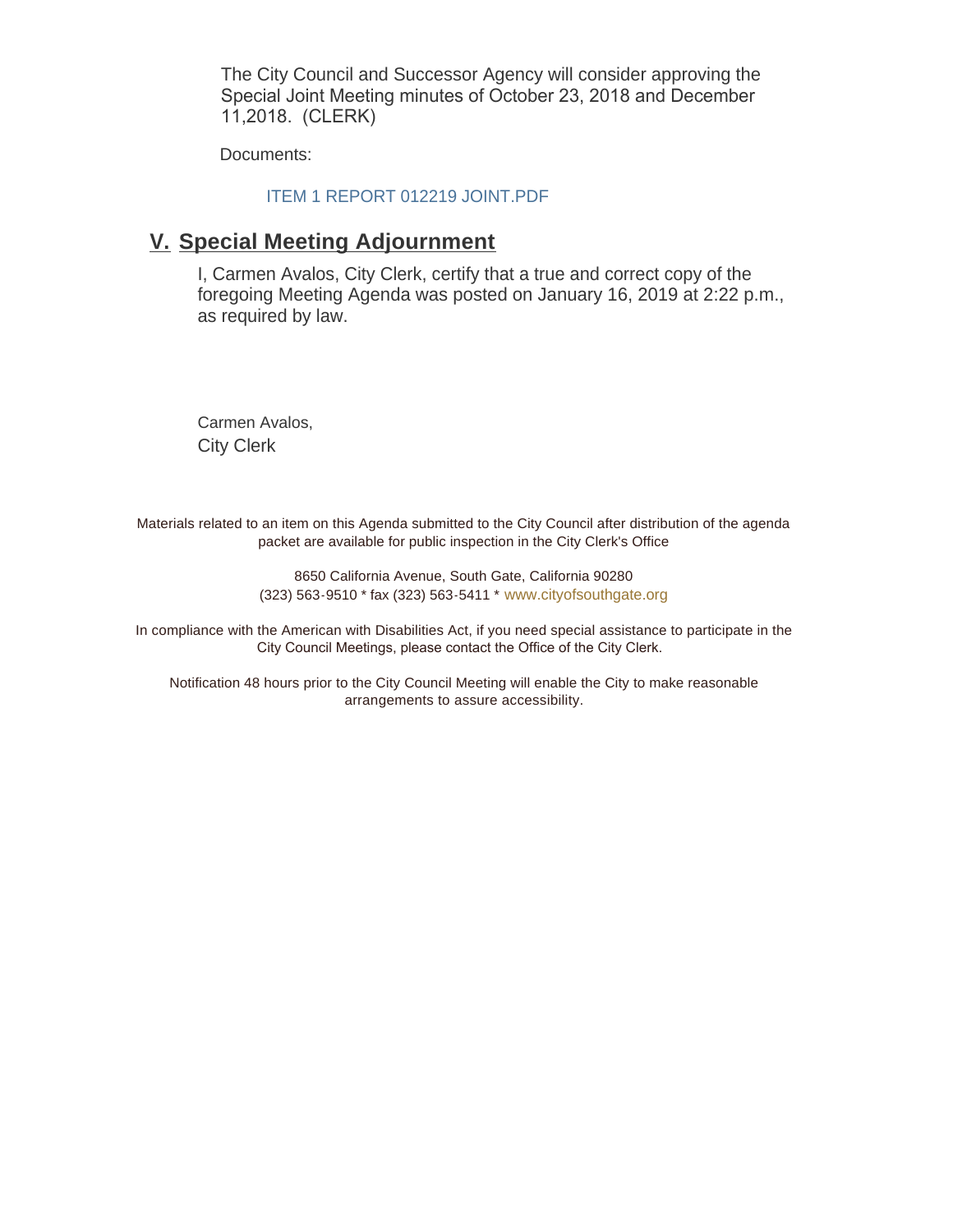The City Council and Successor Agency will consider approving the Special Joint Meeting minutes of October 23, 2018 and December 11,2018. (CLERK)

Documents:

ITEM 1 REPORT 012219 JOINT.PDF

## V. Special Meeting Adjournment

I, Carmen Avalos, City Clerk, certify that a true and correct copy of the foregoing Meeting Agenda was posted on January 16, 2019 at 2:22 p.m., as required by law.

Carmen Avalos,
City Clerk

Materials related to an item on this Agenda submitted to the City Council after distribution of the agenda packet are available for public inspection in the City Clerk's Office

8650 California Avenue, South Gate, California 90280
(323) 563-9510 * fax (323) 563-5411 * www.cityofsouthgate.org

In compliance with the American with Disabilities Act, if you need special assistance to participate in the City Council Meetings, please contact the Office of the City Clerk.

Notification 48 hours prior to the City Council Meeting will enable the City to make reasonable arrangements to assure accessibility.